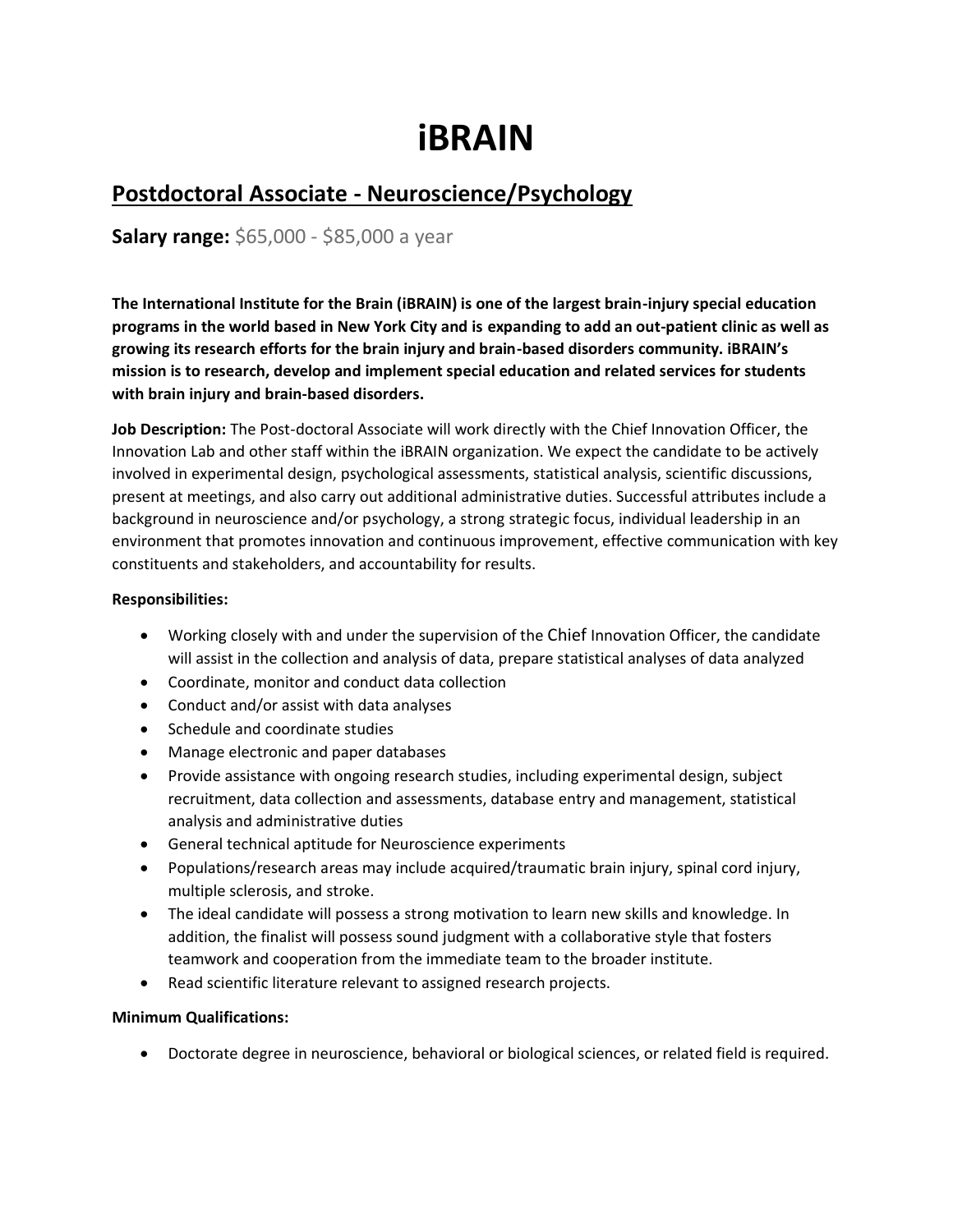# iBRAIN

## Postdoctoral Associate - Neuroscience/Psychology

**Salary range:** $65,000 - $85,000 a year

**The International Institute for the Brain (iBRAIN) is one of the largest brain-injury special education programs in the world based in New York City and is expanding to add an out-patient clinic as well as growing its research efforts for the brain injury and brain-based disorders community. iBRAIN's mission is to research, develop and implement special education and related services for students with brain injury and brain-based disorders.**

**Job Description:** The Post-doctoral Associate will work directly with the Chief Innovation Officer, the Innovation Lab and other staff within the iBRAIN organization. We expect the candidate to be actively involved in experimental design, psychological assessments, statistical analysis, scientific discussions, present at meetings, and also carry out additional administrative duties. Successful attributes include a background in neuroscience and/or psychology, a strong strategic focus, individual leadership in an environment that promotes innovation and continuous improvement, effective communication with key constituents and stakeholders, and accountability for results.

**Responsibilities:**

- Working closely with and under the supervision of the Chief Innovation Officer, the candidate will assist in the collection and analysis of data, prepare statistical analyses of data analyzed
- Coordinate, monitor and conduct data collection
- Conduct and/or assist with data analyses
- Schedule and coordinate studies
- Manage electronic and paper databases
- Provide assistance with ongoing research studies, including experimental design, subject recruitment, data collection and assessments, database entry and management, statistical analysis and administrative duties
- General technical aptitude for Neuroscience experiments
- Populations/research areas may include acquired/traumatic brain injury, spinal cord injury, multiple sclerosis, and stroke.
- The ideal candidate will possess a strong motivation to learn new skills and knowledge. In addition, the finalist will possess sound judgment with a collaborative style that fosters teamwork and cooperation from the immediate team to the broader institute.
- Read scientific literature relevant to assigned research projects.

**Minimum Qualifications:**

- Doctorate degree in neuroscience, behavioral or biological sciences, or related field is required.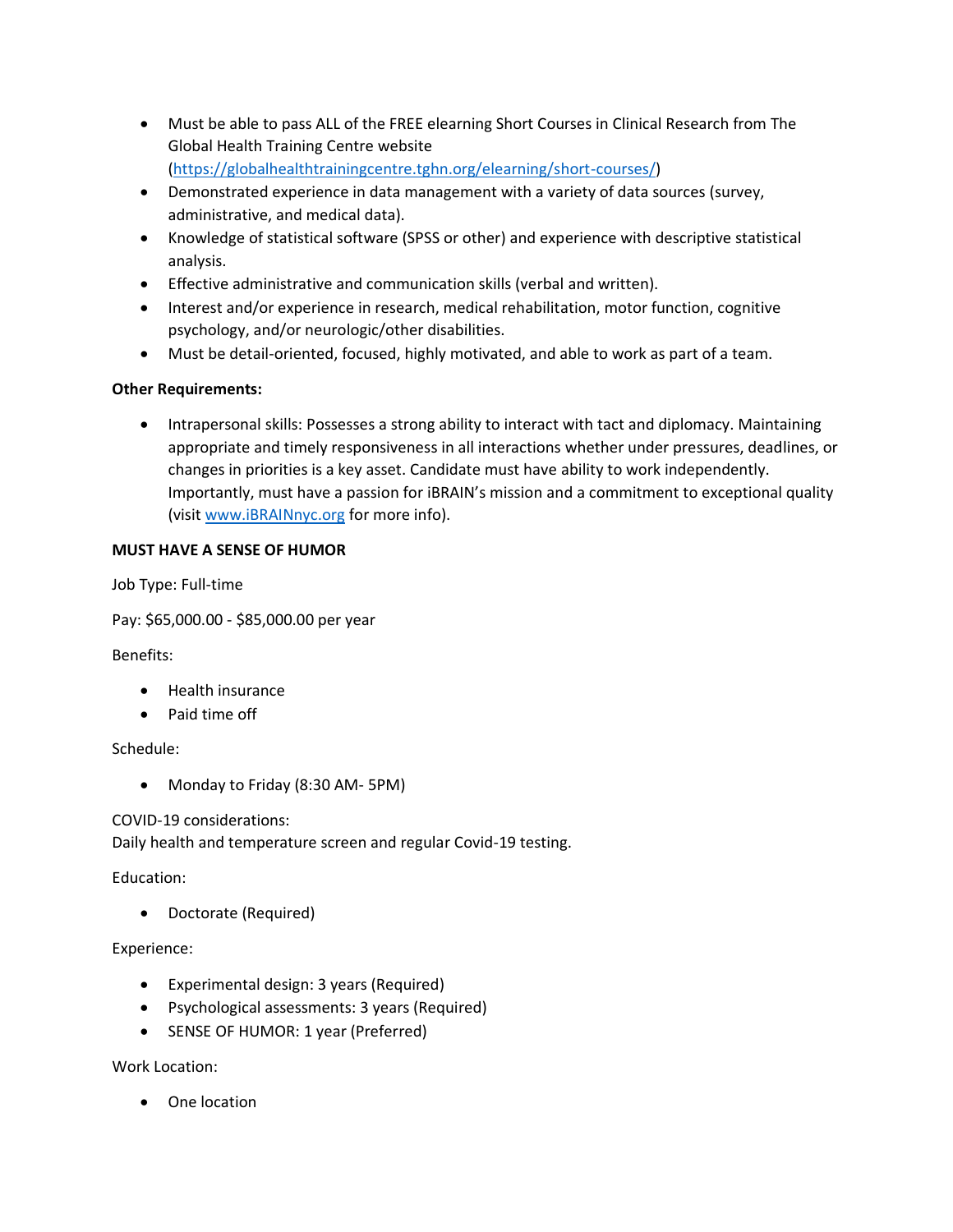- Must be able to pass ALL of the FREE elearning Short Courses in Clinical Research from The Global Health Training Centre website (https://globalhealthtrainingcentre.tghn.org/elearning/short-courses/)
- Demonstrated experience in data management with a variety of data sources (survey, administrative, and medical data).
- Knowledge of statistical software (SPSS or other) and experience with descriptive statistical analysis.
- Effective administrative and communication skills (verbal and written).
- Interest and/or experience in research, medical rehabilitation, motor function, cognitive psychology, and/or neurologic/other disabilities.
- Must be detail-oriented, focused, highly motivated, and able to work as part of a team.

**Other Requirements:**

- Intrapersonal skills: Possesses a strong ability to interact with tact and diplomacy. Maintaining appropriate and timely responsiveness in all interactions whether under pressures, deadlines, or changes in priorities is a key asset. Candidate must have ability to work independently. Importantly, must have a passion for iBRAIN's mission and a commitment to exceptional quality (visit www.iBRAINnyc.org for more info).

**MUST HAVE A SENSE OF HUMOR**

Job Type: Full-time

Pay: $65,000.00 - $85,000.00 per year

Benefits:

- Health insurance
- Paid time off

Schedule:

- Monday to Friday (8:30 AM- 5PM)

COVID-19 considerations:
Daily health and temperature screen and regular Covid-19 testing.

Education:

- Doctorate (Required)

Experience:

- Experimental design: 3 years (Required)
- Psychological assessments: 3 years (Required)
- SENSE OF HUMOR: 1 year (Preferred)

Work Location:

- One location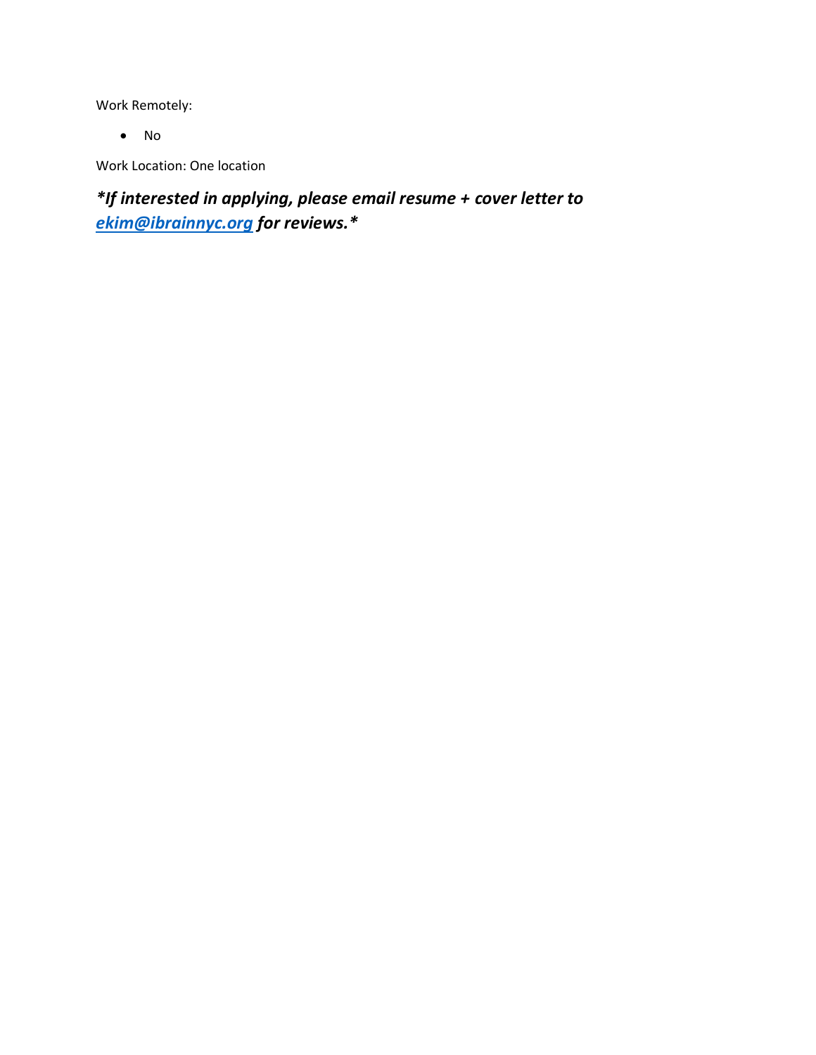Work Remotely:

- No

Work Location: One location

***\*If interested in applying, please email resume + cover letter to [ekim@ibrainnyc.org](mailto:ekim@ibrainnyc.org) for reviews.\****